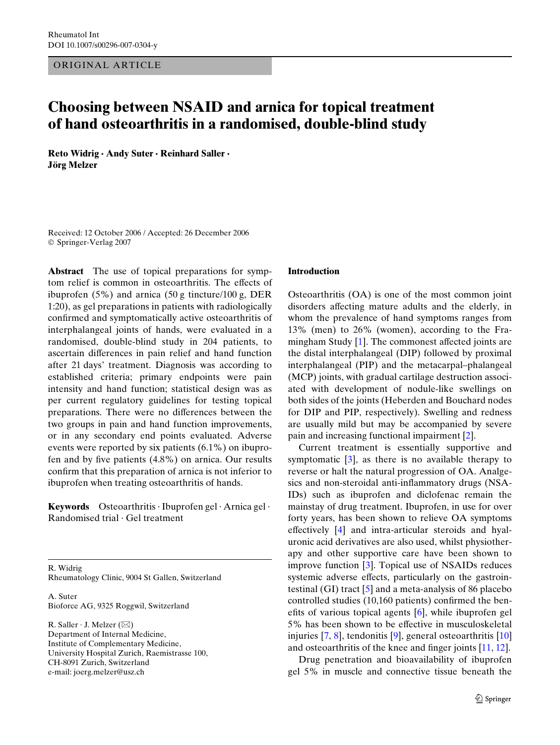ORIGINAL ARTICLE

# Choosing between NSAID and arnica for topical treatment of hand osteoarthritis in a randomised, double-blind study

**Reto Widrig · Andy Suter · Reinhard Saller · Jörg Melzer**

Received: 12 October 2006 / Accepted: 26 December 2006
© Springer-Verlag 2007

**Abstract** The use of topical preparations for symptom relief is common in osteoarthritis. The effects of ibuprofen (5%) and arnica (50 g tincture/100 g, DER 1:20), as gel preparations in patients with radiologically confirmed and symptomatically active osteoarthritis of interphalangeal joints of hands, were evaluated in a randomised, double-blind study in 204 patients, to ascertain differences in pain relief and hand function after 21 days' treatment. Diagnosis was according to established criteria; primary endpoints were pain intensity and hand function; statistical design was as per current regulatory guidelines for testing topical preparations. There were no differences between the two groups in pain and hand function improvements, or in any secondary end points evaluated. Adverse events were reported by six patients (6.1%) on ibuprofen and by five patients (4.8%) on arnica. Our results confirm that this preparation of arnica is not inferior to ibuprofen when treating osteoarthritis of hands.

**Keywords** Osteoarthritis · Ibuprofen gel · Arnica gel · Randomised trial · Gel treatment

R. Widrig
Rheumatology Clinic, 9004 St Gallen, Switzerland

A. Suter
Bioforce AG, 9325 Roggwil, Switzerland

R. Saller · J. Melzer (✉)
Department of Internal Medicine,
Institute of Complementary Medicine,
University Hospital Zurich, Raemistrasse 100,
CH-8091 Zurich, Switzerland
e-mail: joerg.melzer@usz.ch

## Introduction

Osteoarthritis (OA) is one of the most common joint disorders affecting mature adults and the elderly, in whom the prevalence of hand symptoms ranges from 13% (men) to 26% (women), according to the Framingham Study [1]. The commonest affected joints are the distal interphalangeal (DIP) followed by proximal interphalangeal (PIP) and the metacarpal–phalangeal (MCP) joints, with gradual cartilage destruction associated with development of nodule-like swellings on both sides of the joints (Heberden and Bouchard nodes for DIP and PIP, respectively). Swelling and redness are usually mild but may be accompanied by severe pain and increasing functional impairment [2].

Current treatment is essentially supportive and symptomatic [3], as there is no available therapy to reverse or halt the natural progression of OA. Analgesics and non-steroidal anti-inflammatory drugs (NSAIDs) such as ibuprofen and diclofenac remain the mainstay of drug treatment. Ibuprofen, in use for over forty years, has been shown to relieve OA symptoms effectively [4] and intra-articular steroids and hyaluronic acid derivatives are also used, whilst physiotherapy and other supportive care have been shown to improve function [3]. Topical use of NSAIDs reduces systemic adverse effects, particularly on the gastrointestinal (GI) tract [5] and a meta-analysis of 86 placebo controlled studies (10,160 patients) confirmed the benefits of various topical agents [6], while ibuprofen gel 5% has been shown to be effective in musculoskeletal injuries [7, 8], tendonitis [9], general osteoarthritis [10] and osteoarthritis of the knee and finger joints [11, 12].

Drug penetration and bioavailability of ibuprofen gel 5% in muscle and connective tissue beneath the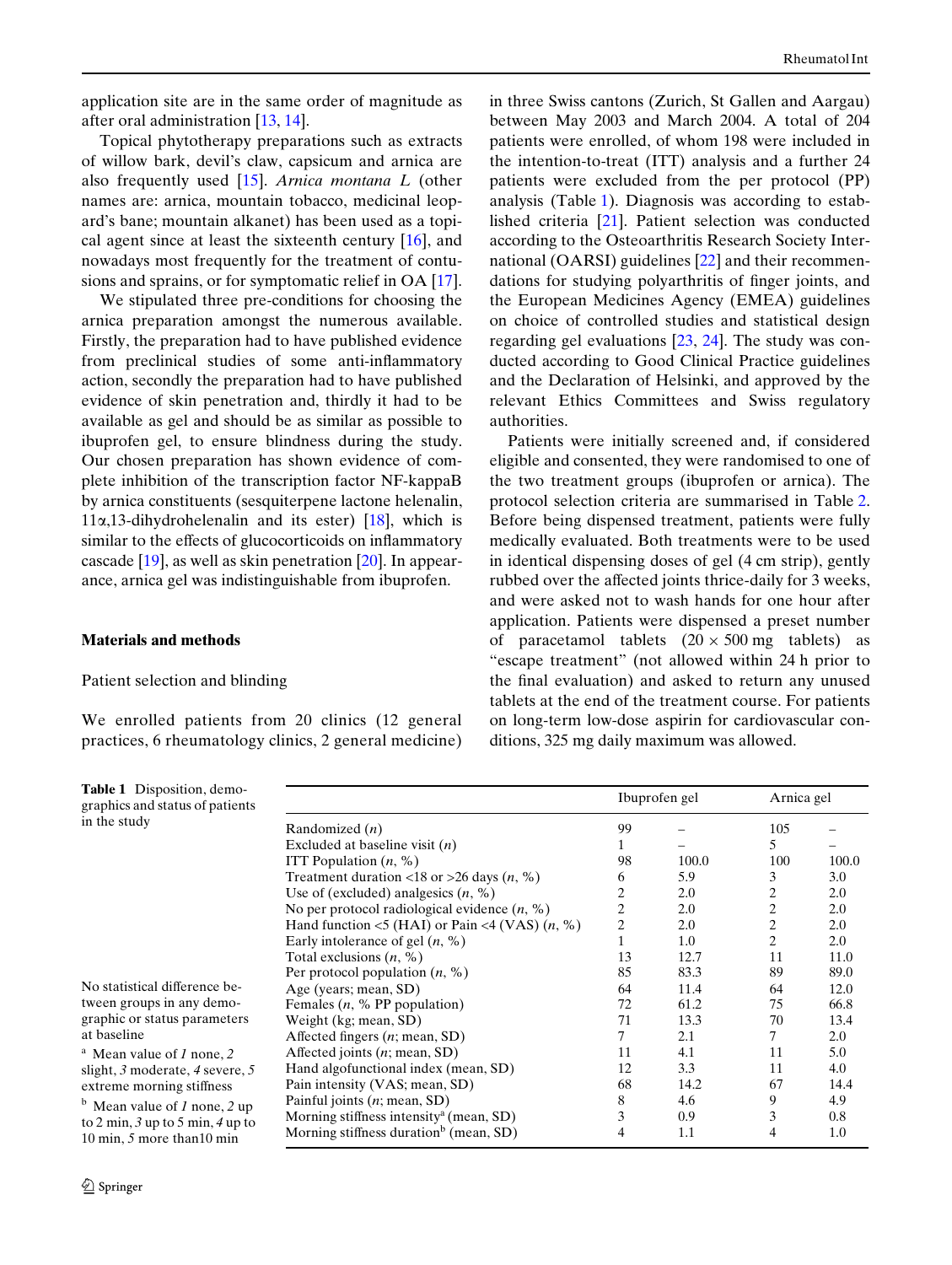application site are in the same order of magnitude as after oral administration [13, 14].

Topical phytotherapy preparations such as extracts of willow bark, devil's claw, capsicum and arnica are also frequently used [15]. *Arnica montana L* (other names are: arnica, mountain tobacco, medicinal leopard's bane; mountain alkanet) has been used as a topical agent since at least the sixteenth century [16], and nowadays most frequently for the treatment of contusions and sprains, or for symptomatic relief in OA [17].

We stipulated three pre-conditions for choosing the arnica preparation amongst the numerous available. Firstly, the preparation had to have published evidence from preclinical studies of some anti-inflammatory action, secondly the preparation had to have published evidence of skin penetration and, thirdly it had to be available as gel and should be as similar as possible to ibuprofen gel, to ensure blindness during the study. Our chosen preparation has shown evidence of complete inhibition of the transcription factor NF-kappaB by arnica constituents (sesquiterpene lactone helenalin, 11α,13-dihydrohelenalin and its ester) [18], which is similar to the effects of glucocorticoids on inflammatory cascade [19], as well as skin penetration [20]. In appearance, arnica gel was indistinguishable from ibuprofen.

## Materials and methods

### Patient selection and blinding

We enrolled patients from 20 clinics (12 general practices, 6 rheumatology clinics, 2 general medicine) in three Swiss cantons (Zurich, St Gallen and Aargau) between May 2003 and March 2004. A total of 204 patients were enrolled, of whom 198 were included in the intention-to-treat (ITT) analysis and a further 24 patients were excluded from the per protocol (PP) analysis (Table 1). Diagnosis was according to established criteria [21]. Patient selection was conducted according to the Osteoarthritis Research Society International (OARSI) guidelines [22] and their recommendations for studying polyarthritis of finger joints, and the European Medicines Agency (EMEA) guidelines on choice of controlled studies and statistical design regarding gel evaluations [23, 24]. The study was conducted according to Good Clinical Practice guidelines and the Declaration of Helsinki, and approved by the relevant Ethics Committees and Swiss regulatory authorities.

Patients were initially screened and, if considered eligible and consented, they were randomised to one of the two treatment groups (ibuprofen or arnica). The protocol selection criteria are summarised in Table 2. Before being dispensed treatment, patients were fully medically evaluated. Both treatments were to be used in identical dispensing doses of gel (4 cm strip), gently rubbed over the affected joints thrice-daily for 3 weeks, and were asked not to wash hands for one hour after application. Patients were dispensed a preset number of paracetamol tablets (20 × 500 mg tablets) as "escape treatment" (not allowed within 24 h prior to the final evaluation) and asked to return any unused tablets at the end of the treatment course. For patients on long-term low-dose aspirin for cardiovascular conditions, 325 mg daily maximum was allowed.

**Table 1** Disposition, demographics and status of patients in the study

| | Ibuprofen gel | | Arnica gel | |
|---|---|---|---|---|
| Randomized (*n*) | 99 | – | 105 | – |
| Excluded at baseline visit (*n*) | 1 | – | 5 | – |
| ITT Population (*n*, %) | 98 | 100.0 | 100 | 100.0 |
| Treatment duration <18 or >26 days (*n*, %) | 6 | 5.9 | 3 | 3.0 |
| Use of (excluded) analgesics (*n*, %) | 2 | 2.0 | 2 | 2.0 |
| No per protocol radiological evidence (*n*, %) | 2 | 2.0 | 2 | 2.0 |
| Hand function <5 (HAI) or Pain <4 (VAS) (*n*, %) | 2 | 2.0 | 2 | 2.0 |
| Early intolerance of gel (*n*, %) | 1 | 1.0 | 2 | 2.0 |
| Total exclusions (*n*, %) | 13 | 12.7 | 11 | 11.0 |
| Per protocol population (*n*, %) | 85 | 83.3 | 89 | 89.0 |
| Age (years; mean, SD) | 64 | 11.4 | 64 | 12.0 |
| Females (*n*, % PP population) | 72 | 61.2 | 75 | 66.8 |
| Weight (kg; mean, SD) | 71 | 13.3 | 70 | 13.4 |
| Affected fingers (*n*; mean, SD) | 7 | 2.1 | 7 | 2.0 |
| Affected joints (*n*; mean, SD) | 11 | 4.1 | 11 | 5.0 |
| Hand algofunctional index (mean, SD) | 12 | 3.3 | 11 | 4.0 |
| Pain intensity (VAS; mean, SD) | 68 | 14.2 | 67 | 14.4 |
| Painful joints (*n*; mean, SD) | 8 | 4.6 | 9 | 4.9 |
| Morning stiffness intensity[a] (mean, SD) | 3 | 0.9 | 3 | 0.8 |
| Morning stiffness duration[b] (mean, SD) | 4 | 1.1 | 4 | 1.0 |

No statistical difference between groups in any demographic or status parameters at baseline

[a] Mean value of *1* none, *2* slight, *3* moderate, *4* severe, *5* extreme morning stiffness

[b] Mean value of *1* none, *2* up to 2 min, *3* up to 5 min, *4* up to 10 min, *5* more than10 min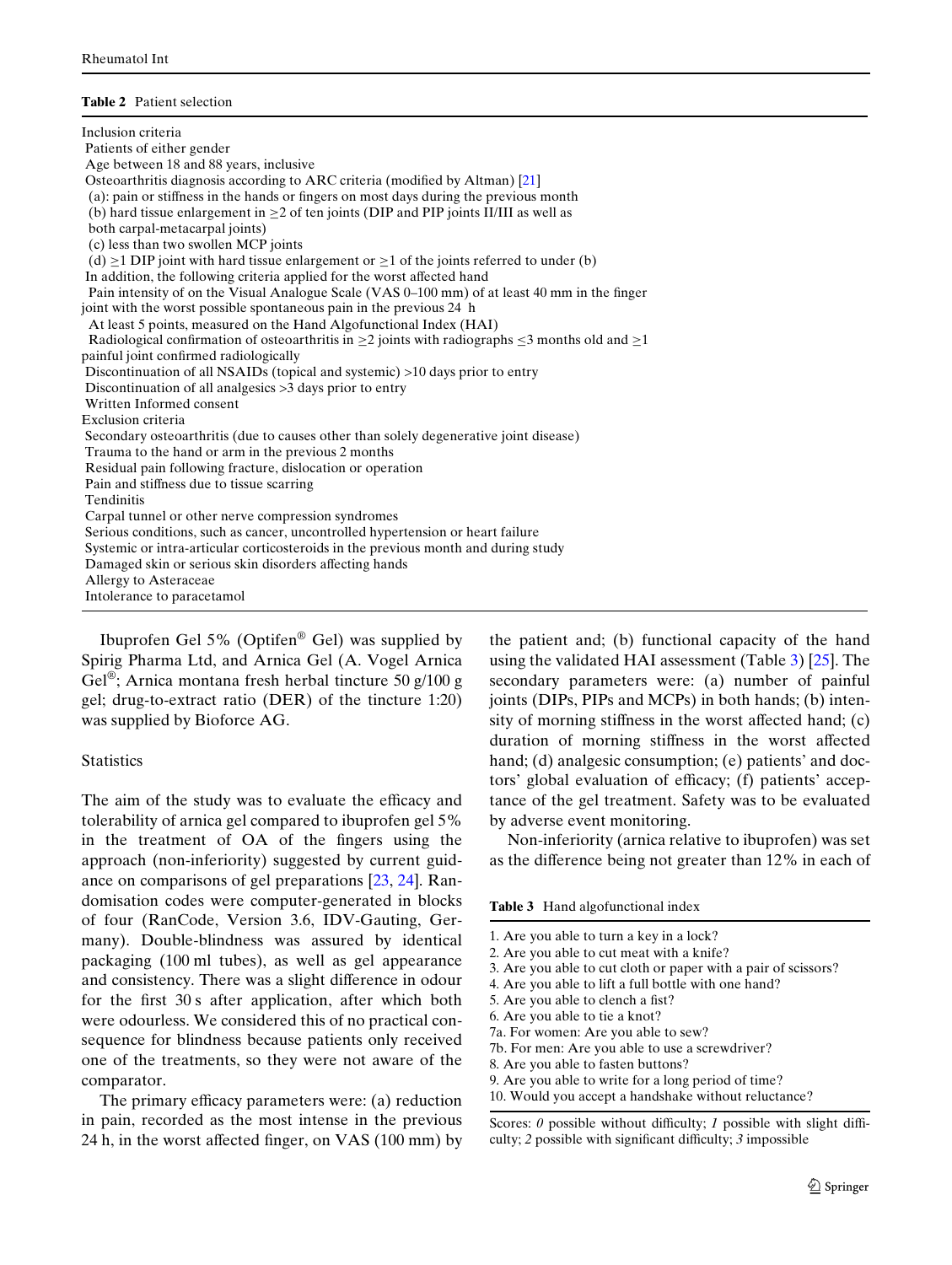**Table 2** Patient selection

Inclusion criteria

Patients of either gender

Age between 18 and 88 years, inclusive

Osteoarthritis diagnosis according to ARC criteria (modified by Altman) [21]

(a): pain or stiffness in the hands or fingers on most days during the previous month

(b) hard tissue enlargement in ≥2 of ten joints (DIP and PIP joints II/III as well as both carpal-metacarpal joints)

(c) less than two swollen MCP joints

(d) ≥1 DIP joint with hard tissue enlargement or ≥1 of the joints referred to under (b)

In addition, the following criteria applied for the worst affected hand

Pain intensity of on the Visual Analogue Scale (VAS 0–100 mm) of at least 40 mm in the finger joint with the worst possible spontaneous pain in the previous 24 h

At least 5 points, measured on the Hand Algofunctional Index (HAI)

Radiological confirmation of osteoarthritis in ≥2 joints with radiographs ≤3 months old and ≥1 painful joint confirmed radiologically

Discontinuation of all NSAIDs (topical and systemic) >10 days prior to entry

Discontinuation of all analgesics >3 days prior to entry

Written Informed consent

Exclusion criteria

Secondary osteoarthritis (due to causes other than solely degenerative joint disease)

Trauma to the hand or arm in the previous 2 months

Residual pain following fracture, dislocation or operation

Pain and stiffness due to tissue scarring

Tendinitis

Carpal tunnel or other nerve compression syndromes

Serious conditions, such as cancer, uncontrolled hypertension or heart failure

Systemic or intra-articular corticosteroids in the previous month and during study

Damaged skin or serious skin disorders affecting hands

Allergy to Asteraceae

Intolerance to paracetamol

Ibuprofen Gel 5% (Optifen® Gel) was supplied by Spirig Pharma Ltd, and Arnica Gel (A. Vogel Arnica Gel®; Arnica montana fresh herbal tincture 50 g/100 g gel; drug-to-extract ratio (DER) of the tincture 1:20) was supplied by Bioforce AG.

### Statistics

The aim of the study was to evaluate the efficacy and tolerability of arnica gel compared to ibuprofen gel 5% in the treatment of OA of the fingers using the approach (non-inferiority) suggested by current guidance on comparisons of gel preparations [23, 24]. Randomisation codes were computer-generated in blocks of four (RanCode, Version 3.6, IDV-Gauting, Germany). Double-blindness was assured by identical packaging (100 ml tubes), as well as gel appearance and consistency. There was a slight difference in odour for the first 30 s after application, after which both were odourless. We considered this of no practical consequence for blindness because patients only received one of the treatments, so they were not aware of the comparator.

The primary efficacy parameters were: (a) reduction in pain, recorded as the most intense in the previous 24 h, in the worst affected finger, on VAS (100 mm) by the patient and; (b) functional capacity of the hand using the validated HAI assessment (Table 3) [25]. The secondary parameters were: (a) number of painful joints (DIPs, PIPs and MCPs) in both hands; (b) intensity of morning stiffness in the worst affected hand; (c) duration of morning stiffness in the worst affected hand; (d) analgesic consumption; (e) patients' and doctors' global evaluation of efficacy; (f) patients' acceptance of the gel treatment. Safety was to be evaluated by adverse event monitoring.

Non-inferiority (arnica relative to ibuprofen) was set as the difference being not greater than 12% in each of

**Table 3** Hand algofunctional index

1. Are you able to turn a key in a lock?
2. Are you able to cut meat with a knife?
3. Are you able to cut cloth or paper with a pair of scissors?
4. Are you able to lift a full bottle with one hand?
5. Are you able to clench a fist?
6. Are you able to tie a knot?

7a. For women: Are you able to sew?

7b. For men: Are you able to use a screwdriver?

8. Are you able to fasten buttons?
9. Are you able to write for a long period of time?
10. Would you accept a handshake without reluctance?

Scores: *0* possible without difficulty; *1* possible with slight difficulty; *2* possible with significant difficulty; *3* impossible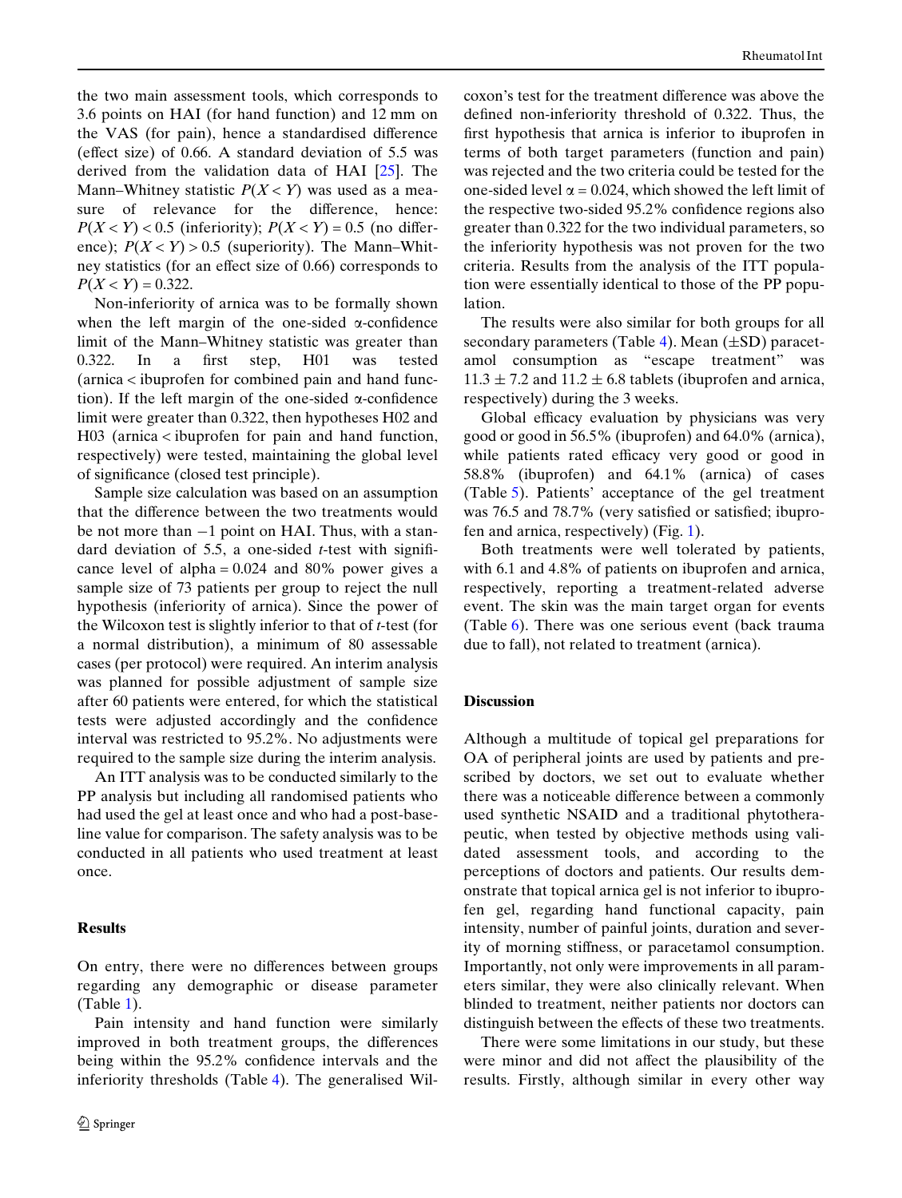the two main assessment tools, which corresponds to 3.6 points on HAI (for hand function) and 12 mm on the VAS (for pain), hence a standardised difference (effect size) of 0.66. A standard deviation of 5.5 was derived from the validation data of HAI [25]. The Mann–Whitney statistic $P(X < Y)$ was used as a measure of relevance for the difference, hence: $P(X < Y) < 0.5$ (inferiority); $P(X < Y) = 0.5$ (no difference); $P(X < Y) > 0.5$ (superiority). The Mann–Whitney statistics (for an effect size of 0.66) corresponds to $P(X < Y) = 0.322$.

Non-inferiority of arnica was to be formally shown when the left margin of the one-sided α-confidence limit of the Mann–Whitney statistic was greater than 0.322. In a first step, H01 was tested (arnica < ibuprofen for combined pain and hand function). If the left margin of the one-sided α-confidence limit were greater than 0.322, then hypotheses H02 and H03 (arnica < ibuprofen for pain and hand function, respectively) were tested, maintaining the global level of significance (closed test principle).

Sample size calculation was based on an assumption that the difference between the two treatments would be not more than −1 point on HAI. Thus, with a standard deviation of 5.5, a one-sided *t*-test with significance level of alpha = 0.024 and 80% power gives a sample size of 73 patients per group to reject the null hypothesis (inferiority of arnica). Since the power of the Wilcoxon test is slightly inferior to that of *t*-test (for a normal distribution), a minimum of 80 assessable cases (per protocol) were required. An interim analysis was planned for possible adjustment of sample size after 60 patients were entered, for which the statistical tests were adjusted accordingly and the confidence interval was restricted to 95.2%. No adjustments were required to the sample size during the interim analysis.

An ITT analysis was to be conducted similarly to the PP analysis but including all randomised patients who had used the gel at least once and who had a post-baseline value for comparison. The safety analysis was to be conducted in all patients who used treatment at least once.

## Results

On entry, there were no differences between groups regarding any demographic or disease parameter (Table 1).

Pain intensity and hand function were similarly improved in both treatment groups, the differences being within the 95.2% confidence intervals and the inferiority thresholds (Table 4). The generalised Wilcoxon's test for the treatment difference was above the defined non-inferiority threshold of 0.322. Thus, the first hypothesis that arnica is inferior to ibuprofen in terms of both target parameters (function and pain) was rejected and the two criteria could be tested for the one-sided level α = 0.024, which showed the left limit of the respective two-sided 95.2% confidence regions also greater than 0.322 for the two individual parameters, so the inferiority hypothesis was not proven for the two criteria. Results from the analysis of the ITT population were essentially identical to those of the PP population.

The results were also similar for both groups for all secondary parameters (Table 4). Mean (±SD) paracetamol consumption as "escape treatment" was 11.3 ± 7.2 and 11.2 ± 6.8 tablets (ibuprofen and arnica, respectively) during the 3 weeks.

Global efficacy evaluation by physicians was very good or good in 56.5% (ibuprofen) and 64.0% (arnica), while patients rated efficacy very good or good in 58.8% (ibuprofen) and 64.1% (arnica) of cases (Table 5). Patients' acceptance of the gel treatment was 76.5 and 78.7% (very satisfied or satisfied; ibuprofen and arnica, respectively) (Fig. 1).

Both treatments were well tolerated by patients, with 6.1 and 4.8% of patients on ibuprofen and arnica, respectively, reporting a treatment-related adverse event. The skin was the main target organ for events (Table 6). There was one serious event (back trauma due to fall), not related to treatment (arnica).

## Discussion

Although a multitude of topical gel preparations for OA of peripheral joints are used by patients and prescribed by doctors, we set out to evaluate whether there was a noticeable difference between a commonly used synthetic NSAID and a traditional phytotherapeutic, when tested by objective methods using validated assessment tools, and according to the perceptions of doctors and patients. Our results demonstrate that topical arnica gel is not inferior to ibuprofen gel, regarding hand functional capacity, pain intensity, number of painful joints, duration and severity of morning stiffness, or paracetamol consumption. Importantly, not only were improvements in all parameters similar, they were also clinically relevant. When blinded to treatment, neither patients nor doctors can distinguish between the effects of these two treatments.

There were some limitations in our study, but these were minor and did not affect the plausibility of the results. Firstly, although similar in every other way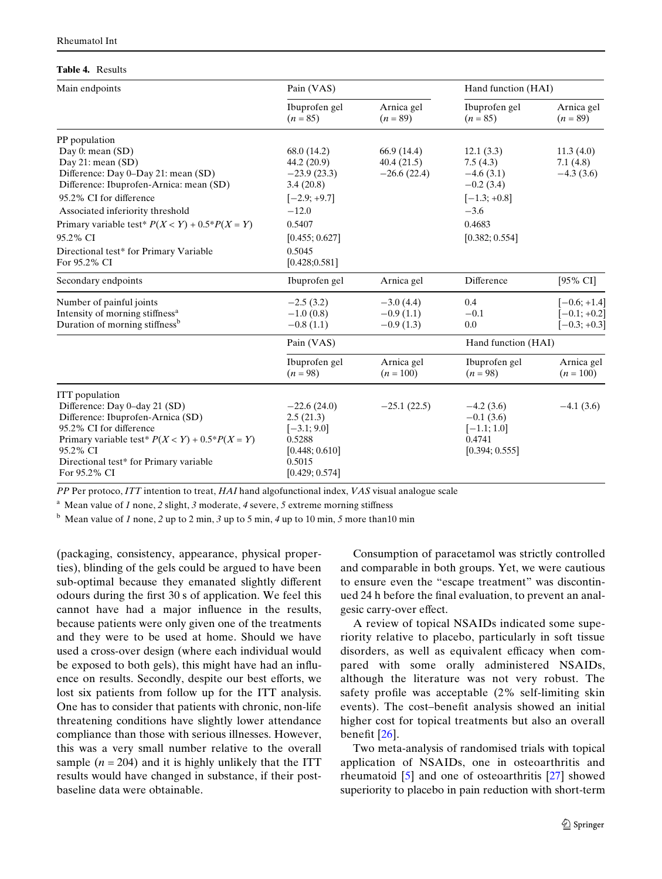**Table 4.** Results

| Main endpoints | Pain (VAS) | | Hand function (HAI) | |
|---|---|---|---|---|
| | Ibuprofen gel ($n = 85$) | Arnica gel ($n = 89$) | Ibuprofen gel ($n = 85$) | Arnica gel ($n = 89$) |
| PP population | | | | |
| Day 0: mean (SD) | 68.0 (14.2) | 66.9 (14.4) | 12.1 (3.3) | 11.3 (4.0) |
| Day 21: mean (SD) | 44.2 (20.9) | 40.4 (21.5) | 7.5 (4.3) | 7.1 (4.8) |
| Difference: Day 0–Day 21: mean (SD) | −23.9 (23.3) | −26.6 (22.4) | −4.6 (3.1) | −4.3 (3.6) |
| Difference: Ibuprofen-Arnica: mean (SD) | 3.4 (20.8) | | −0.2 (3.4) | |
| 95.2% CI for difference | [−2.9; +9.7] | | [−1.3; +0.8] | |
| Associated inferiority threshold | −12.0 | | −3.6 | |
| Primary variable test* $P(X < Y) + 0.5{*}P(X = Y)$ | 0.5407 | | 0.4683 | |
| 95.2% CI | [0.455; 0.627] | | [0.382; 0.554] | |
| Directional test* for Primary Variable For 95.2% CI | 0.5045 [0.428;0.581] | | | |
| **Secondary endpoints** | **Ibuprofen gel** | **Arnica gel** | **Difference** | **[95% CI]** |
| Number of painful joints | −2.5 (3.2) | −3.0 (4.4) | 0.4 | [−0.6; +1.4] |
| Intensity of morning stiffness[a] | −1.0 (0.8) | −0.9 (1.1) | −0.1 | [−0.1; +0.2] |
| Duration of morning stiffness[b] | −0.8 (1.1) | −0.9 (1.3) | 0.0 | [−0.3; +0.3] |
| | **Pain (VAS)** | | **Hand function (HAI)** | |
| | **Ibuprofen gel ($n = 98$)** | **Arnica gel ($n = 100$)** | **Ibuprofen gel ($n = 98$)** | **Arnica gel ($n = 100$)** |
| ITT population | | | | |
| Difference: Day 0–day 21 (SD) | −22.6 (24.0) | −25.1 (22.5) | −4.2 (3.6) | −4.1 (3.6) |
| Difference: Ibuprofen-Arnica (SD) | 2.5 (21.3) | | −0.1 (3.6) | |
| 95.2% CI for difference | [−3.1; 9.0] | | [−1.1; 1.0] | |
| Primary variable test* $P(X < Y) + 0.5{*}P(X = Y)$ | 0.5288 | | 0.4741 | |
| 95.2% CI | [0.448; 0.610] | | [0.394; 0.555] | |
| Directional test* for Primary variable For 95.2% CI | 0.5015 [0.429; 0.574] | | | |

*PP* Per protoco, *ITT* intention to treat, *HAI* hand algofunctional index, *VAS* visual analogue scale

[a] Mean value of *1* none, *2* slight, *3* moderate, *4* severe, *5* extreme morning stiffness

[b] Mean value of *1* none, *2* up to 2 min, *3* up to 5 min, *4* up to 10 min, *5* more than10 min

(packaging, consistency, appearance, physical properties), blinding of the gels could be argued to have been sub-optimal because they emanated slightly different odours during the first 30 s of application. We feel this cannot have had a major influence in the results, because patients were only given one of the treatments and they were to be used at home. Should we have used a cross-over design (where each individual would be exposed to both gels), this might have had an influence on results. Secondly, despite our best efforts, we lost six patients from follow up for the ITT analysis. One has to consider that patients with chronic, non-life threatening conditions have slightly lower attendance compliance than those with serious illnesses. However, this was a very small number relative to the overall sample ($n = 204$) and it is highly unlikely that the ITT results would have changed in substance, if their post-baseline data were obtainable.

Consumption of paracetamol was strictly controlled and comparable in both groups. Yet, we were cautious to ensure even the "escape treatment" was discontinued 24 h before the final evaluation, to prevent an analgesic carry-over effect.

A review of topical NSAIDs indicated some superiority relative to placebo, particularly in soft tissue disorders, as well as equivalent efficacy when compared with some orally administered NSAIDs, although the literature was not very robust. The safety profile was acceptable (2% self-limiting skin events). The cost–benefit analysis showed an initial higher cost for topical treatments but also an overall benefit [26].

Two meta-analysis of randomised trials with topical application of NSAIDs, one in osteoarthritis and rheumatoid [5] and one of osteoarthritis [27] showed superiority to placebo in pain reduction with short-term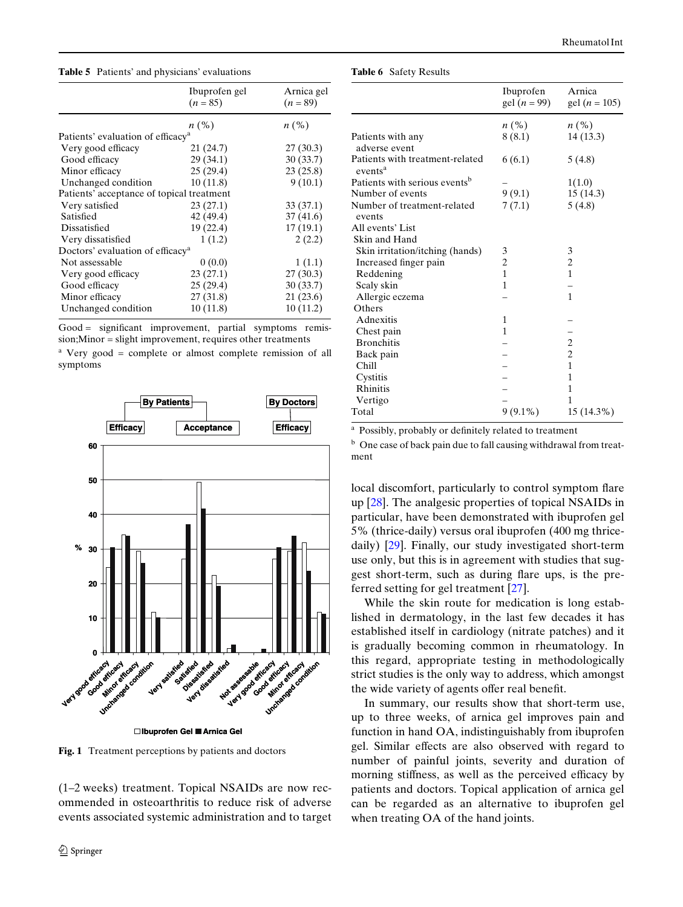**Table 5** Patients' and physicians' evaluations

| | Ibuprofen gel ($n = 85$) | Arnica gel ($n = 89$) |
|---|---|---|
| | $n$ (%) | $n$ (%) |
| Patients' evaluation of efficacy[a] | | |
| Very good efficacy | 21 (24.7) | 27 (30.3) |
| Good efficacy | 29 (34.1) | 30 (33.7) |
| Minor efficacy | 25 (29.4) | 23 (25.8) |
| Unchanged condition | 10 (11.8) | 9 (10.1) |
| Patients' acceptance of topical treatment | | |
| Very satisfied | 23 (27.1) | 33 (37.1) |
| Satisfied | 42 (49.4) | 37 (41.6) |
| Dissatisfied | 19 (22.4) | 17 (19.1) |
| Very dissatisfied | 1 (1.2) | 2 (2.2) |
| Doctors' evaluation of efficacy[a] | | |
| Not assessable | 0 (0.0) | 1 (1.1) |
| Very good efficacy | 23 (27.1) | 27 (30.3) |
| Good efficacy | 25 (29.4) | 30 (33.7) |
| Minor efficacy | 27 (31.8) | 21 (23.6) |
| Unchanged condition | 10 (11.8) | 10 (11.2) |

Good = significant improvement, partial symptoms remission; Minor = slight improvement, requires other treatments

[a] Very good = complete or almost complete remission of all symptoms

**Fig. 1** Treatment perceptions by patients and doctors

**Table 6** Safety Results

| | Ibuprofen gel ($n = 99$) | Arnica gel ($n = 105$) |
|---|---|---|
| | $n$ (%) | $n$ (%) |
| Patients with any adverse event | 8 (8.1) | 14 (13.3) |
| Patients with treatment-related events[a] | 6 (6.1) | 5 (4.8) |
| Patients with serious events[b] | – | 1(1.0) |
| Number of events | 9 (9.1) | 15 (14.3) |
| Number of treatment-related events | 7 (7.1) | 5 (4.8) |
| All events' List | | |
| Skin and Hand | | |
| Skin irritation/itching (hands) | 3 | 3 |
| Increased finger pain | 2 | 2 |
| Reddening | 1 | 1 |
| Scaly skin | 1 | – |
| Allergic eczema | – | 1 |
| Others | | |
| Adnexitis | 1 | – |
| Chest pain | 1 | – |
| Bronchitis | – | 2 |
| Back pain | – | 2 |
| Chill | – | 1 |
| Cystitis | – | 1 |
| Rhinitis | – | 1 |
| Vertigo | – | 1 |
| Total | 9 (9.1%) | 15 (14.3%) |

[a] Possibly, probably or definitely related to treatment

[b] One case of back pain due to fall causing withdrawal from treatment

(1–2 weeks) treatment. Topical NSAIDs are now recommended in osteoarthritis to reduce risk of adverse events associated systemic administration and to target local discomfort, particularly to control symptom flare up [28]. The analgesic properties of topical NSAIDs in particular, have been demonstrated with ibuprofen gel 5% (thrice-daily) versus oral ibuprofen (400 mg thrice-daily) [29]. Finally, our study investigated short-term use only, but this is in agreement with studies that suggest short-term, such as during flare ups, is the preferred setting for gel treatment [27].

While the skin route for medication is long established in dermatology, in the last few decades it has established itself in cardiology (nitrate patches) and it is gradually becoming common in rheumatology. In this regard, appropriate testing in methodologically strict studies is the only way to address, which amongst the wide variety of agents offer real benefit.

In summary, our results show that short-term use, up to three weeks, of arnica gel improves pain and function in hand OA, indistinguishably from ibuprofen gel. Similar effects are also observed with regard to number of painful joints, severity and duration of morning stiffness, as well as the perceived efficacy by patients and doctors. Topical application of arnica gel can be regarded as an alternative to ibuprofen gel when treating OA of the hand joints.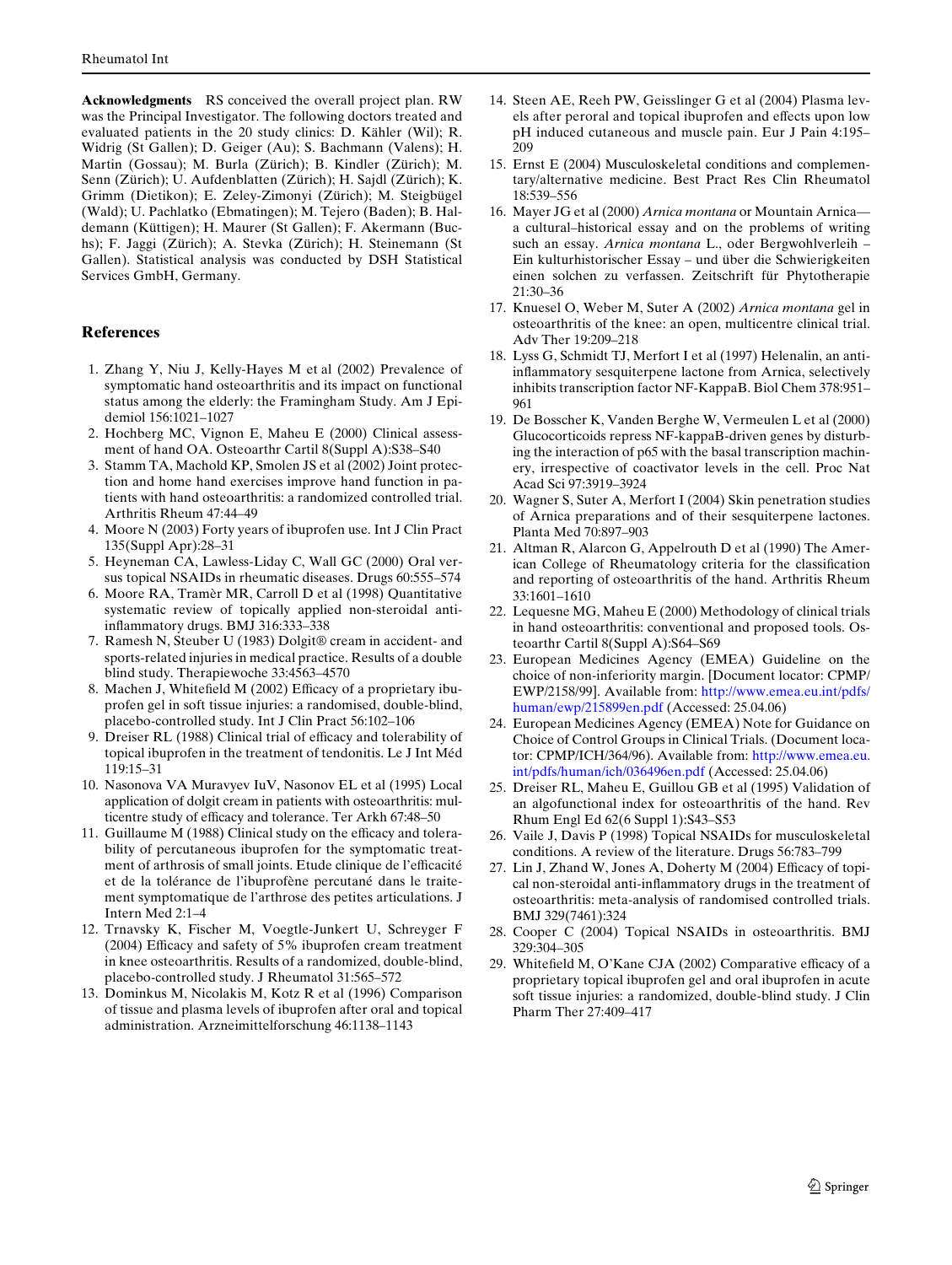**Acknowledgments** RS conceived the overall project plan. RW was the Principal Investigator. The following doctors treated and evaluated patients in the 20 study clinics: D. Kähler (Wil); R. Widrig (St Gallen); D. Geiger (Au); S. Bachmann (Valens); H. Martin (Gossau); M. Burla (Zürich); B. Kindler (Zürich); M. Senn (Zürich); U. Aufdenblatten (Zürich); H. Sajdl (Zürich); K. Grimm (Dietikon); E. Zeley-Zimonyi (Zürich); M. Steigbügel (Wald); U. Pachlatko (Ebmatingen); M. Tejero (Baden); B. Haldemann (Küttigen); H. Maurer (St Gallen); F. Akermann (Buchs); F. Jaggi (Zürich); A. Stevka (Zürich); H. Steinemann (St Gallen). Statistical analysis was conducted by DSH Statistical Services GmbH, Germany.

## References

1. Zhang Y, Niu J, Kelly-Hayes M et al (2002) Prevalence of symptomatic hand osteoarthritis and its impact on functional status among the elderly: the Framingham Study. Am J Epidemiol 156:1021–1027
2. Hochberg MC, Vignon E, Maheu E (2000) Clinical assessment of hand OA. Osteoarthr Cartil 8(Suppl A):S38–S40
3. Stamm TA, Machold KP, Smolen JS et al (2002) Joint protection and home hand exercises improve hand function in patients with hand osteoarthritis: a randomized controlled trial. Arthritis Rheum 47:44–49
4. Moore N (2003) Forty years of ibuprofen use. Int J Clin Pract 135(Suppl Apr):28–31
5. Heyneman CA, Lawless-Liday C, Wall GC (2000) Oral versus topical NSAIDs in rheumatic diseases. Drugs 60:555–574
6. Moore RA, Tramèr MR, Carroll D et al (1998) Quantitative systematic review of topically applied non-steroidal anti-inflammatory drugs. BMJ 316:333–338
7. Ramesh N, Steuber U (1983) Dolgit® cream in accident- and sports-related injuries in medical practice. Results of a double blind study. Therapiewoche 33:4563–4570
8. Machen J, Whitefield M (2002) Efficacy of a proprietary ibuprofen gel in soft tissue injuries: a randomised, double-blind, placebo-controlled study. Int J Clin Pract 56:102–106
9. Dreiser RL (1988) Clinical trial of efficacy and tolerability of topical ibuprofen in the treatment of tendonitis. Le J Int Méd 119:15–31
10. Nasonova VA Muravyev IuV, Nasonov EL et al (1995) Local application of dolgit cream in patients with osteoarthritis: multicentre study of efficacy and tolerance. Ter Arkh 67:48–50
11. Guillaume M (1988) Clinical study on the efficacy and tolerability of percutaneous ibuprofen for the symptomatic treatment of arthrosis of small joints. Etude clinique de l'efficacité et de la tolérance de l'ibuprofène percutané dans le traitement symptomatique de l'arthrose des petites articulations. J Intern Med 2:1–4
12. Trnavsky K, Fischer M, Voegtle-Junkert U, Schreyger F (2004) Efficacy and safety of 5% ibuprofen cream treatment in knee osteoarthritis. Results of a randomized, double-blind, placebo-controlled study. J Rheumatol 31:565–572
13. Dominkus M, Nicolakis M, Kotz R et al (1996) Comparison of tissue and plasma levels of ibuprofen after oral and topical administration. Arzneimittelforschung 46:1138–1143
14. Steen AE, Reeh PW, Geisslinger G et al (2004) Plasma levels after peroral and topical ibuprofen and effects upon low pH induced cutaneous and muscle pain. Eur J Pain 4:195–209
15. Ernst E (2004) Musculoskeletal conditions and complementary/alternative medicine. Best Pract Res Clin Rheumatol 18:539–556
16. Mayer JG et al (2000) *Arnica montana* or Mountain Arnica—a cultural–historical essay and on the problems of writing such an essay. *Arnica montana* L., oder Bergwohlverleih – Ein kulturhistorischer Essay – und über die Schwierigkeiten einen solchen zu verfassen. Zeitschrift für Phytotherapie 21:30–36
17. Knuesel O, Weber M, Suter A (2002) *Arnica montana* gel in osteoarthritis of the knee: an open, multicentre clinical trial. Adv Ther 19:209–218
18. Lyss G, Schmidt TJ, Merfort I et al (1997) Helenalin, an anti-inflammatory sesquiterpene lactone from Arnica, selectively inhibits transcription factor NF-KappaB. Biol Chem 378:951–961
19. De Bosscher K, Vanden Berghe W, Vermeulen L et al (2000) Glucocorticoids repress NF-kappaB-driven genes by disturbing the interaction of p65 with the basal transcription machinery, irrespective of coactivator levels in the cell. Proc Nat Acad Sci 97:3919–3924
20. Wagner S, Suter A, Merfort I (2004) Skin penetration studies of Arnica preparations and of their sesquiterpene lactones. Planta Med 70:897–903
21. Altman R, Alarcon G, Appelrouth D et al (1990) The American College of Rheumatology criteria for the classification and reporting of osteoarthritis of the hand. Arthritis Rheum 33:1601–1610
22. Lequesne MG, Maheu E (2000) Methodology of clinical trials in hand osteoarthritis: conventional and proposed tools. Osteoarthr Cartil 8(Suppl A):S64–S69
23. European Medicines Agency (EMEA) Guideline on the choice of non-inferiority margin. [Document locator: CPMP/EWP/2158/99]. Available from: http://www.emea.eu.int/pdfs/human/ewp/215899en.pdf (Accessed: 25.04.06)
24. European Medicines Agency (EMEA) Note for Guidance on Choice of Control Groups in Clinical Trials. (Document locator: CPMP/ICH/364/96). Available from: http://www.emea.eu.int/pdfs/human/ich/036496en.pdf (Accessed: 25.04.06)
25. Dreiser RL, Maheu E, Guillou GB et al (1995) Validation of an algofunctional index for osteoarthritis of the hand. Rev Rhum Engl Ed 62(6 Suppl 1):S43–S53
26. Vaile J, Davis P (1998) Topical NSAIDs for musculoskeletal conditions. A review of the literature. Drugs 56:783–799
27. Lin J, Zhand W, Jones A, Doherty M (2004) Efficacy of topical non-steroidal anti-inflammatory drugs in the treatment of osteoarthritis: meta-analysis of randomised controlled trials. BMJ 329(7461):324
28. Cooper C (2004) Topical NSAIDs in osteoarthritis. BMJ 329:304–305
29. Whitefield M, O'Kane CJA (2002) Comparative efficacy of a proprietary topical ibuprofen gel and oral ibuprofen in acute soft tissue injuries: a randomized, double-blind study. J Clin Pharm Ther 27:409–417